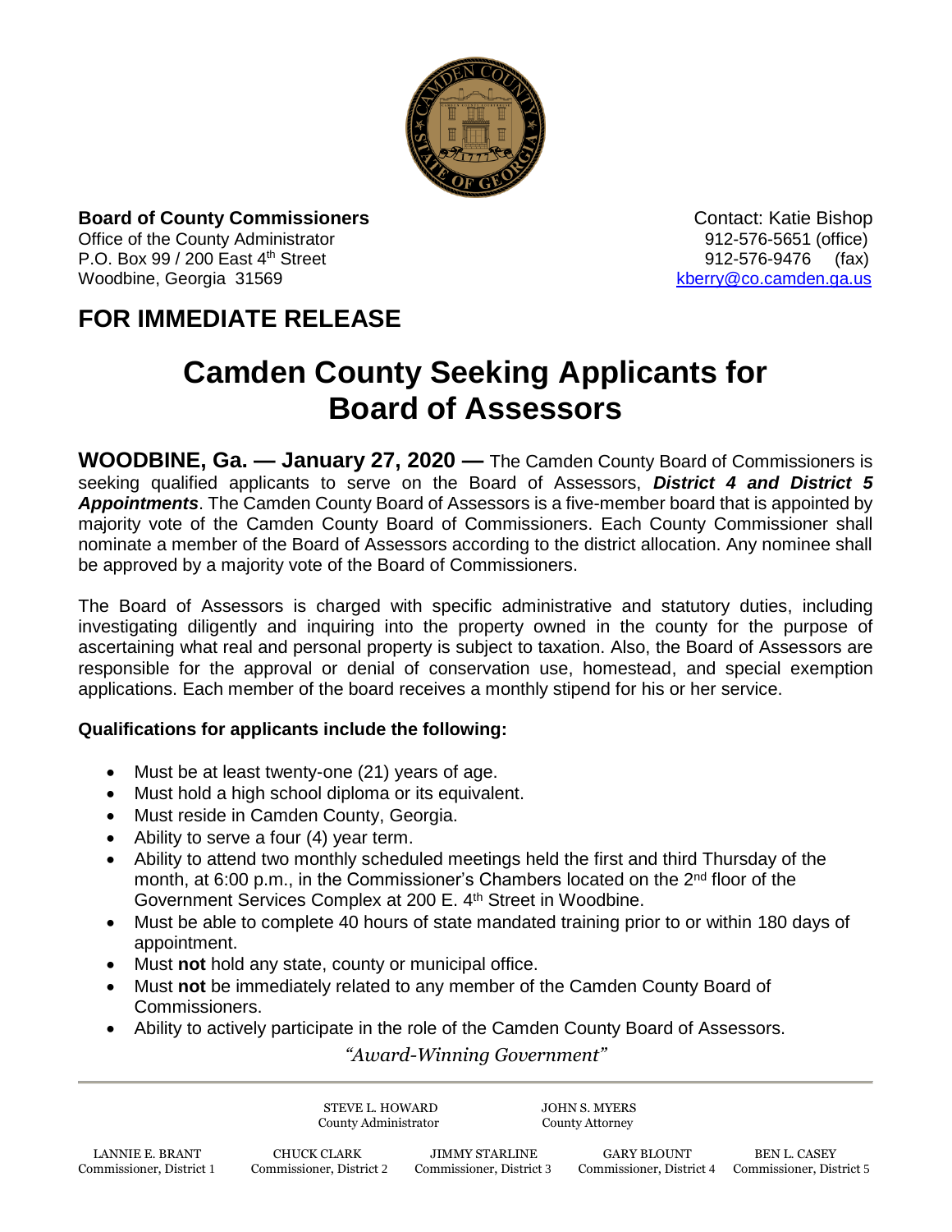**Board of County Commissioners**
Office of the County Administrator
P.O. Box 99 / 200 East 4th Street
Woodbine, Georgia 31569

Contact: Katie Bishop
912-576-5651 (office)
912-576-9476 (fax)
kberry@co.camden.ga.us

## FOR IMMEDIATE RELEASE

# Camden County Seeking Applicants for Board of Assessors

**WOODBINE, Ga. — January 27, 2020 —** The Camden County Board of Commissioners is seeking qualified applicants to serve on the Board of Assessors, ***District 4 and District 5 Appointments***. The Camden County Board of Assessors is a five-member board that is appointed by majority vote of the Camden County Board of Commissioners. Each County Commissioner shall nominate a member of the Board of Assessors according to the district allocation. Any nominee shall be approved by a majority vote of the Board of Commissioners.

The Board of Assessors is charged with specific administrative and statutory duties, including investigating diligently and inquiring into the property owned in the county for the purpose of ascertaining what real and personal property is subject to taxation. Also, the Board of Assessors are responsible for the approval or denial of conservation use, homestead, and special exemption applications. Each member of the board receives a monthly stipend for his or her service.

**Qualifications for applicants include the following:**

- Must be at least twenty-one (21) years of age.
- Must hold a high school diploma or its equivalent.
- Must reside in Camden County, Georgia.
- Ability to serve a four (4) year term.
- Ability to attend two monthly scheduled meetings held the first and third Thursday of the month, at 6:00 p.m., in the Commissioner's Chambers located on the 2nd floor of the Government Services Complex at 200 E. 4th Street in Woodbine.
- Must be able to complete 40 hours of state mandated training prior to or within 180 days of appointment.
- Must **not** hold any state, county or municipal office.
- Must **not** be immediately related to any member of the Camden County Board of Commissioners.
- Ability to actively participate in the role of the Camden County Board of Assessors.

*"Award-Winning Government"*

STEVE L. HOWARD, County Administrator
JOHN S. MYERS, County Attorney

LANNIE E. BRANT, Commissioner, District 1
CHUCK CLARK, Commissioner, District 2
JIMMY STARLINE, Commissioner, District 3
GARY BLOUNT, Commissioner, District 4
BEN L. CASEY, Commissioner, District 5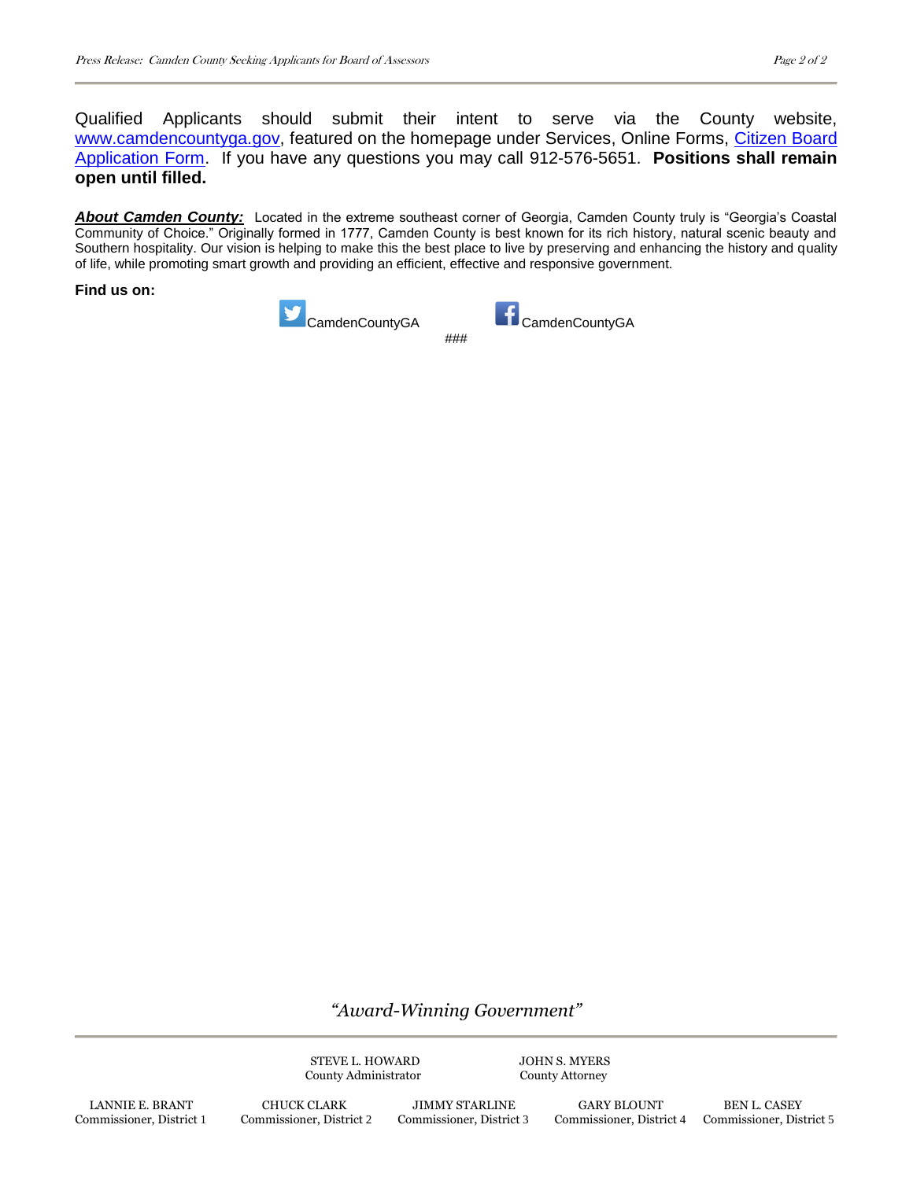Qualified Applicants should submit their intent to serve via the County website, www.camdencountyga.gov, featured on the homepage under Services, Online Forms, Citizen Board Application Form. If you have any questions you may call 912-576-5651. **Positions shall remain open until filled.**

***About Camden County:*** Located in the extreme southeast corner of Georgia, Camden County truly is "Georgia's Coastal Community of Choice." Originally formed in 1777, Camden County is best known for its rich history, natural scenic beauty and Southern hospitality. Our vision is helping to make this the best place to live by preserving and enhancing the history and quality of life, while promoting smart growth and providing an efficient, effective and responsive government.

**Find us on:**

CamdenCountyGA CamdenCountyGA

###

*"Award-Winning Government"*

STEVE L. HOWARD
County Administrator

JOHN S. MYERS
County Attorney

| | | | | |
|---|---|---|---|---|
| LANNIE E. BRANT<br>Commissioner, District 1 | CHUCK CLARK<br>Commissioner, District 2 | JIMMY STARLINE<br>Commissioner, District 3 | GARY BLOUNT<br>Commissioner, District 4 | BEN L. CASEY<br>Commissioner, District 5 |